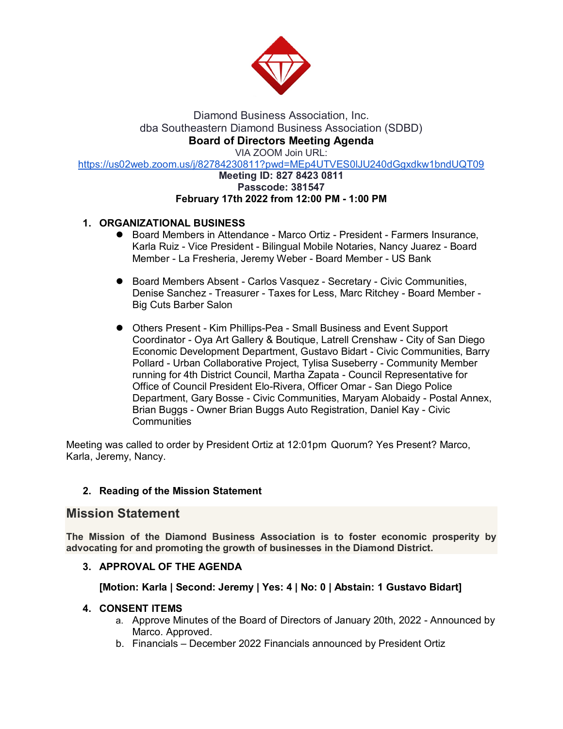Diamond Business Association, Inc.
dba Southeastern Diamond Business Association (SDBD)

**Board of Directors Meeting Agenda**

VIA ZOOM Join URL:
https://us02web.zoom.us/j/82784230811?pwd=MEp4UTVES0lJU240dGgxdkw1bndUQT09

**Meeting ID: 827 8423 0811**

**Passcode: 381547**

**February 17th 2022 from 12:00 PM - 1:00 PM**

1. **ORGANIZATIONAL BUSINESS**
   - Board Members in Attendance - Marco Ortiz - President - Farmers Insurance, Karla Ruiz - Vice President - Bilingual Mobile Notaries, Nancy Juarez - Board Member - La Fresheria, Jeremy Weber - Board Member - US Bank
   - Board Members Absent - Carlos Vasquez - Secretary - Civic Communities, Denise Sanchez - Treasurer - Taxes for Less, Marc Ritchey - Board Member - Big Cuts Barber Salon
   - Others Present - Kim Phillips-Pea - Small Business and Event Support Coordinator - Oya Art Gallery & Boutique, Latrell Crenshaw - City of San Diego Economic Development Department, Gustavo Bidart - Civic Communities, Barry Pollard - Urban Collaborative Project, Tylisa Suseberry - Community Member running for 4th District Council, Martha Zapata - Council Representative for Office of Council President Elo-Rivera, Officer Omar - San Diego Police Department, Gary Bosse - Civic Communities, Maryam Alobaidy - Postal Annex, Brian Buggs - Owner Brian Buggs Auto Registration, Daniel Kay - Civic Communities

Meeting was called to order by President Ortiz at 12:01pm Quorum? Yes Present? Marco, Karla, Jeremy, Nancy.

2. **Reading of the Mission Statement**

## Mission Statement

**The Mission of the Diamond Business Association is to foster economic prosperity by advocating for and promoting the growth of businesses in the Diamond District.**

3. **APPROVAL OF THE AGENDA**

   **[Motion: Karla | Second: Jeremy | Yes: 4 | No: 0 | Abstain: 1 Gustavo Bidart]**

4. **CONSENT ITEMS**
   a. Approve Minutes of the Board of Directors of January 20th, 2022 - Announced by Marco. Approved.
   b. Financials – December 2022 Financials announced by President Ortiz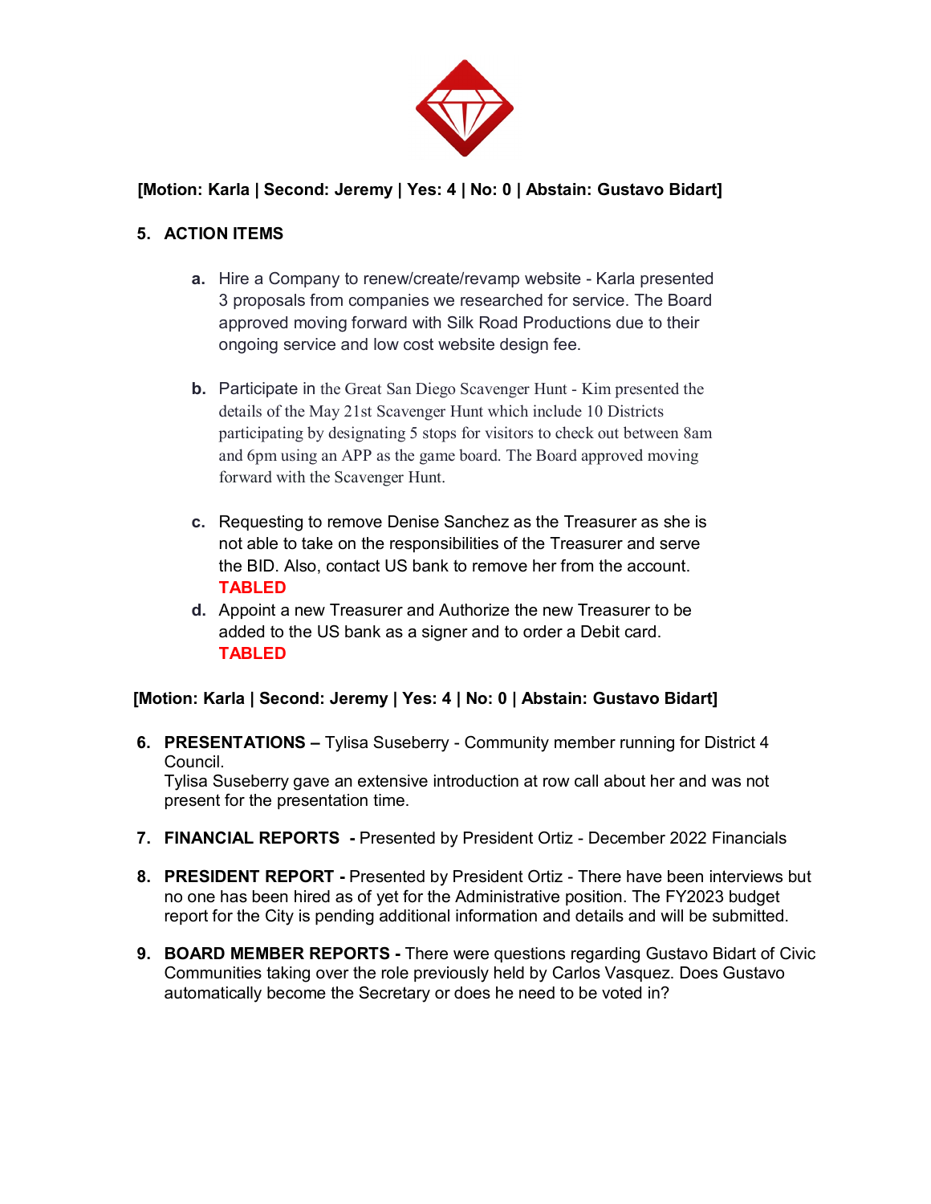**[Motion: Karla | Second: Jeremy | Yes: 4 | No: 0 | Abstain: Gustavo Bidart]**

5. **ACTION ITEMS**

   a. Hire a Company to renew/create/revamp website - Karla presented 3 proposals from companies we researched for service. The Board approved moving forward with Silk Road Productions due to their ongoing service and low cost website design fee.

   b. Participate in the Great San Diego Scavenger Hunt - Kim presented the details of the May 21st Scavenger Hunt which include 10 Districts participating by designating 5 stops for visitors to check out between 8am and 6pm using an APP as the game board. The Board approved moving forward with the Scavenger Hunt.

   c. Requesting to remove Denise Sanchez as the Treasurer as she is not able to take on the responsibilities of the Treasurer and serve the BID. Also, contact US bank to remove her from the account. **TABLED**

   d. Appoint a new Treasurer and Authorize the new Treasurer to be added to the US bank as a signer and to order a Debit card. **TABLED**

**[Motion: Karla | Second: Jeremy | Yes: 4 | No: 0 | Abstain: Gustavo Bidart]**

6. **PRESENTATIONS –** Tylisa Suseberry - Community member running for District 4 Council.
   Tylisa Suseberry gave an extensive introduction at row call about her and was not present for the presentation time.

7. **FINANCIAL REPORTS -** Presented by President Ortiz - December 2022 Financials

8. **PRESIDENT REPORT -** Presented by President Ortiz - There have been interviews but no one has been hired as of yet for the Administrative position. The FY2023 budget report for the City is pending additional information and details and will be submitted.

9. **BOARD MEMBER REPORTS -** There were questions regarding Gustavo Bidart of Civic Communities taking over the role previously held by Carlos Vasquez. Does Gustavo automatically become the Secretary or does he need to be voted in?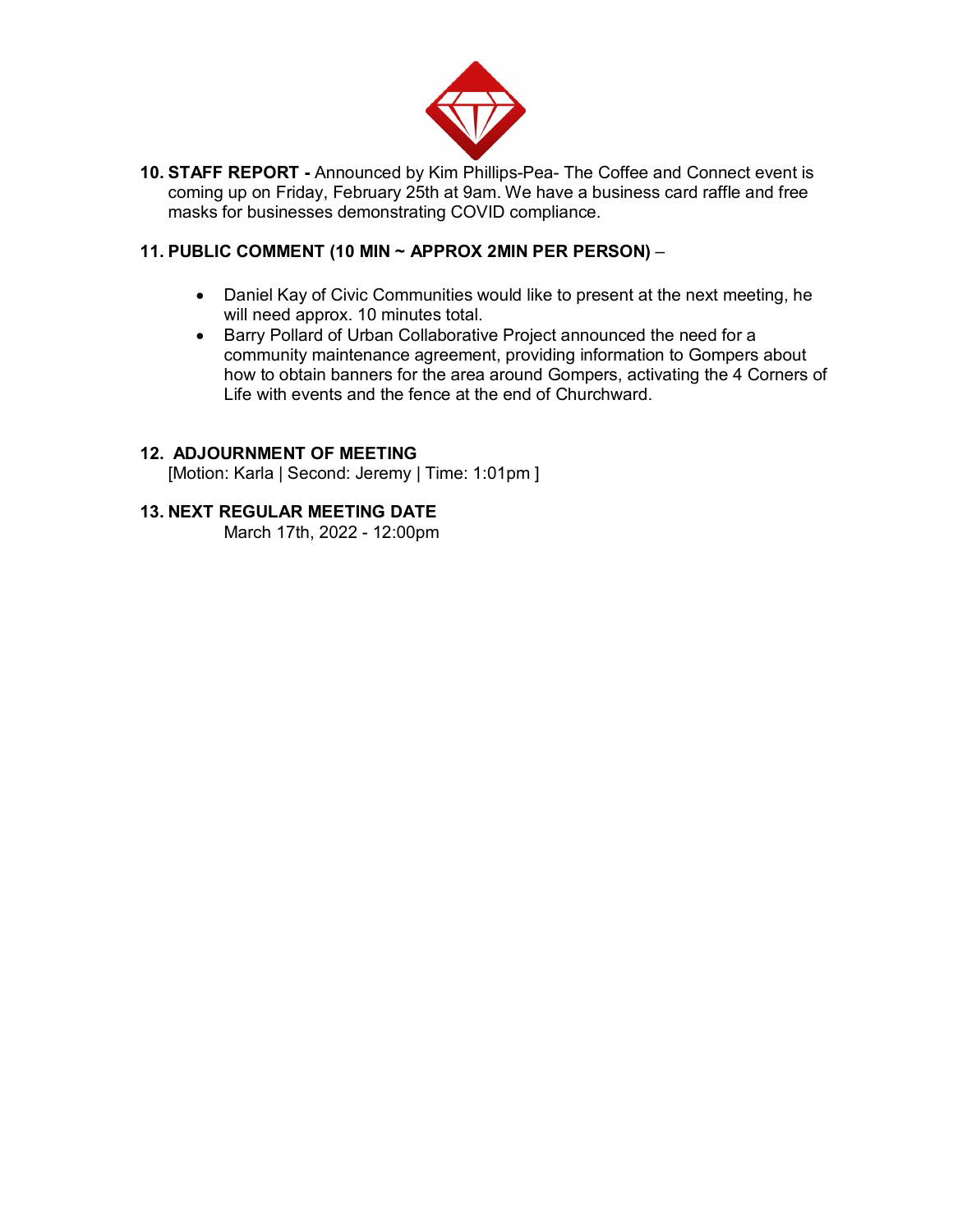**10. STAFF REPORT -** Announced by Kim Phillips-Pea- The Coffee and Connect event is coming up on Friday, February 25th at 9am. We have a business card raffle and free masks for businesses demonstrating COVID compliance.

**11. PUBLIC COMMENT (10 MIN ~ APPROX 2MIN PER PERSON)** –

- Daniel Kay of Civic Communities would like to present at the next meeting, he will need approx. 10 minutes total.
- Barry Pollard of Urban Collaborative Project announced the need for a community maintenance agreement, providing information to Gompers about how to obtain banners for the area around Gompers, activating the 4 Corners of Life with events and the fence at the end of Churchward.

**12. ADJOURNMENT OF MEETING**

[Motion: Karla | Second: Jeremy | Time: 1:01pm ]

**13. NEXT REGULAR MEETING DATE**

March 17th, 2022 - 12:00pm